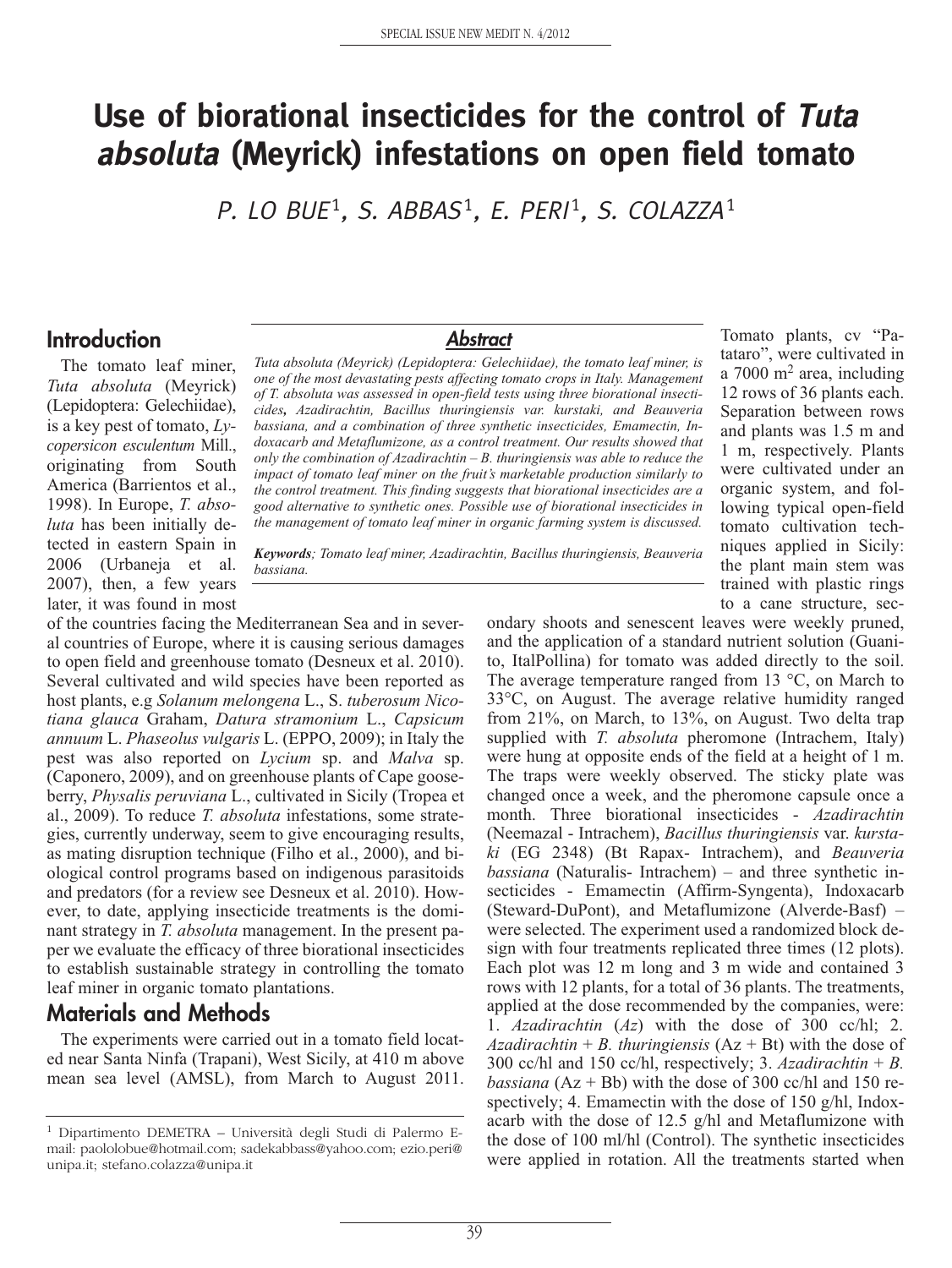# Use of biorational insecticides for the control of *Tuta absoluta* (Meyrick) infestations on open field tomato

*P. LO BUE*[1], *S. ABBAS*[1], *E. PERI*[1], *S. COLAZZA*[1]

## Abstract

*Tuta absoluta (Meyrick) (Lepidoptera: Gelechiidae), the tomato leaf miner, is one of the most devastating pests affecting tomato crops in Italy. Management of T. absoluta was assessed in open-field tests using three biorational insecticides, Azadirachtin, Bacillus thuringiensis var. kurstaki, and Beauveria bassiana, and a combination of three synthetic insecticides, Emamectin, Indoxacarb and Metaflumizone, as a control treatment. Our results showed that only the combination of Azadirachtin – B. thuringiensis was able to reduce the impact of tomato leaf miner on the fruit's marketable production similarly to the control treatment. This finding suggests that biorational insecticides are a good alternative to synthetic ones. Possible use of biorational insecticides in the management of tomato leaf miner in organic farming system is discussed.*

***Keywords***; *Tomato leaf miner, Azadirachtin, Bacillus thuringiensis, Beauveria bassiana.*

## Introduction

The tomato leaf miner, *Tuta absoluta* (Meyrick) (Lepidoptera: Gelechiidae), is a key pest of tomato, *Lycopersicon esculentum* Mill., originating from South America (Barrientos et al., 1998). In Europe, *T. absoluta* has been initially detected in eastern Spain in 2006 (Urbaneja et al. 2007), then, a few years later, it was found in most of the countries facing the Mediterranean Sea and in several countries of Europe, where it is causing serious damages to open field and greenhouse tomato (Desneux et al. 2010). Several cultivated and wild species have been reported as host plants, e.g *Solanum melongena* L., S. *tuberosum Nicotiana glauca* Graham, *Datura stramonium* L., *Capsicum annuum* L. *Phaseolus vulgaris* L. (EPPO, 2009); in Italy the pest was also reported on *Lycium* sp. and *Malva* sp. (Caponero, 2009), and on greenhouse plants of Cape gooseberry, *Physalis peruviana* L., cultivated in Sicily (Tropea et al., 2009). To reduce *T. absoluta* infestations, some strategies, currently underway, seem to give encouraging results, as mating disruption technique (Filho et al., 2000), and biological control programs based on indigenous parasitoids and predators (for a review see Desneux et al. 2010). However, to date, applying insecticide treatments is the dominant strategy in *T. absoluta* management. In the present paper we evaluate the efficacy of three biorational insecticides to establish sustainable strategy in controlling the tomato leaf miner in organic tomato plantations.

## Materials and Methods

The experiments were carried out in a tomato field located near Santa Ninfa (Trapani), West Sicily, at 410 m above mean sea level (AMSL), from March to August 2011. Tomato plants, cv "Patataro", were cultivated in a 7000 $m^2$ area, including 12 rows of 36 plants each. Separation between rows and plants was 1.5 m and 1 m, respectively. Plants were cultivated under an organic system, and following typical open-field tomato cultivation techniques applied in Sicily: the plant main stem was trained with plastic rings to a cane structure, secondary shoots and senescent leaves were weekly pruned, and the application of a standard nutrient solution (Guanito, ItalPollina) for tomato was added directly to the soil. The average temperature ranged from 13 °C, on March to 33°C, on August. The average relative humidity ranged from 21%, on March, to 13%, on August. Two delta trap supplied with *T. absoluta* pheromone (Intrachem, Italy) were hung at opposite ends of the field at a height of 1 m. The traps were weekly observed. The sticky plate was changed once a week, and the pheromone capsule once a month. Three biorational insecticides - *Azadirachtin* (Neemazal - Intrachem), *Bacillus thuringiensis* var. *kurstaki* (EG 2348) (Bt Rapax- Intrachem), and *Beauveria bassiana* (Naturalis- Intrachem) – and three synthetic insecticides - Emamectin (Affirm-Syngenta), Indoxacarb (Steward-DuPont), and Metaflumizone (Alverde-Basf) – were selected. The experiment used a randomized block design with four treatments replicated three times (12 plots). Each plot was 12 m long and 3 m wide and contained 3 rows with 12 plants, for a total of 36 plants. The treatments, applied at the dose recommended by the companies, were: 1. *Azadirachtin* (*Az*) with the dose of 300 cc/hl; 2. *Azadirachtin* + *B. thuringiensis* (Az + Bt) with the dose of 300 cc/hl and 150 cc/hl, respectively; 3. *Azadirachtin* + *B. bassiana* (Az + Bb) with the dose of 300 cc/hl and 150 respectively; 4. Emamectin with the dose of 150 g/hl, Indoxacarb with the dose of 12.5 g/hl and Metaflumizone with the dose of 100 ml/hl (Control). The synthetic insecticides were applied in rotation. All the treatments started when

[1] Dipartimento DEMETRA – Università degli Studi di Palermo E-mail: paololobue@hotmail.com; sadekabbass@yahoo.com; ezio.peri@unipa.it; stefano.colazza@unipa.it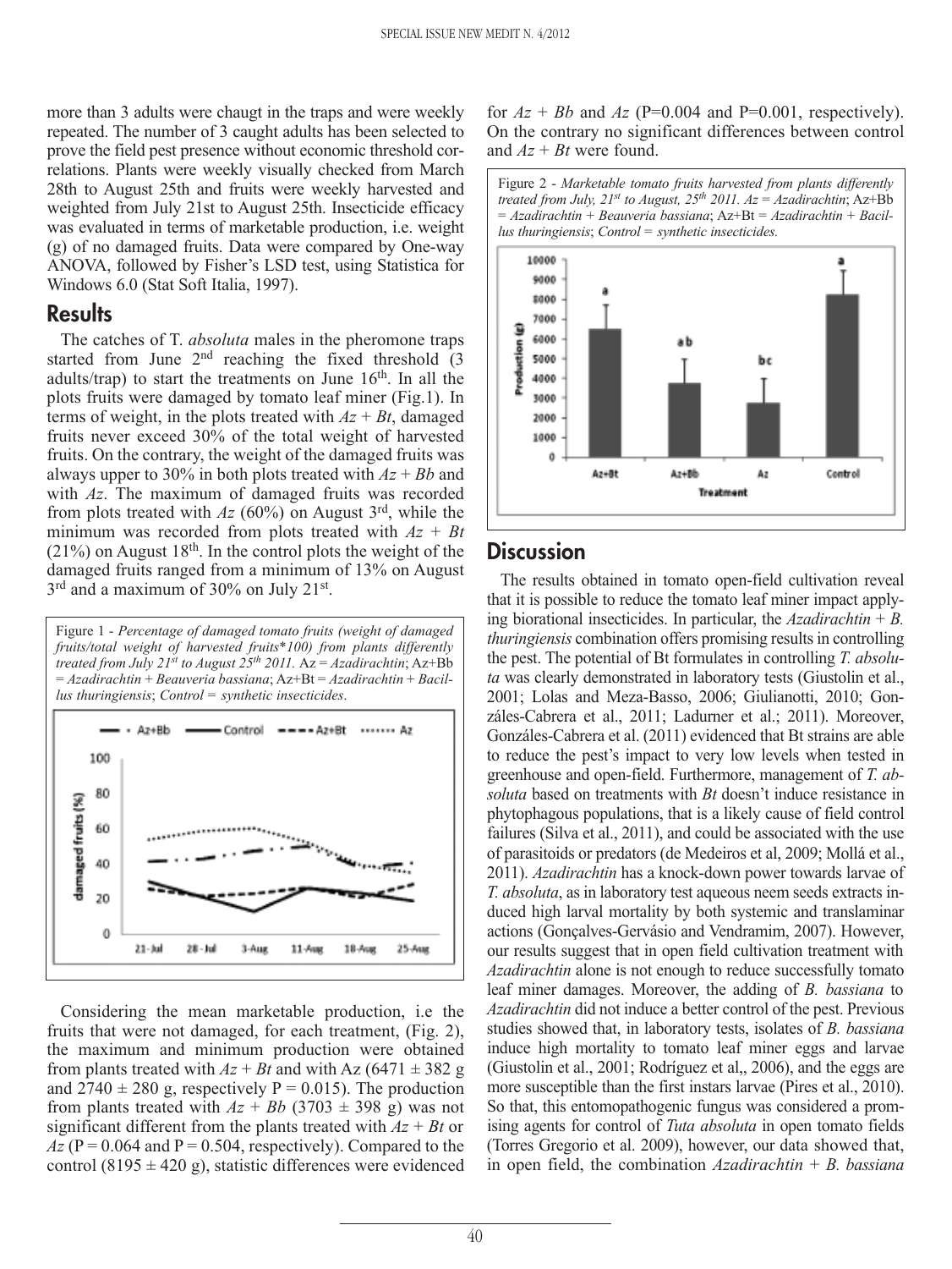more than 3 adults were chaugt in the traps and were weekly repeated. The number of 3 caught adults has been selected to prove the field pest presence without economic threshold correlations. Plants were weekly visually checked from March 28th to August 25th and fruits were weekly harvested and weighted from July 21st to August 25th. Insecticide efficacy was evaluated in terms of marketable production, i.e. weight (g) of no damaged fruits. Data were compared by One-way ANOVA, followed by Fisher's LSD test, using Statistica for Windows 6.0 (Stat Soft Italia, 1997).

## Results

The catches of T. *absoluta* males in the pheromone traps started from June 2[nd] reaching the fixed threshold (3 adults/trap) to start the treatments on June 16[th]. In all the plots fruits were damaged by tomato leaf miner (Fig.1). In terms of weight, in the plots treated with *Az* + *Bt*, damaged fruits never exceed 30% of the total weight of harvested fruits. On the contrary, the weight of the damaged fruits was always upper to 30% in both plots treated with *Az* + *Bb* and with *Az*. The maximum of damaged fruits was recorded from plots treated with *Az* (60%) on August 3[rd], while the minimum was recorded from plots treated with *Az* + *Bt* (21%) on August 18[th]. In the control plots the weight of the damaged fruits ranged from a minimum of 13% on August 3[rd] and a maximum of 30% on July 21[st].

Figure 1 - *Percentage of damaged tomato fruits (weight of damaged fruits/total weight of harvested fruits\*100) from plants differently treated from July 21[st] to August 25[th] 2011.* Az = *Azadirachtin*; Az+Bb = *Azadirachtin + Beauveria bassiana*; Az+Bt = *Azadirachtin + Bacillus thuringiensis*; *Control = synthetic insecticides*.

Considering the mean marketable production, i.e the fruits that were not damaged, for each treatment, (Fig. 2), the maximum and minimum production were obtained from plants treated with *Az* + *Bt* and with Az (6471 ± 382 g and 2740 ± 280 g, respectively P = 0.015). The production from plants treated with *Az* + *Bb* (3703 ± 398 g) was not significant different from the plants treated with *Az* + *Bt* or *Az* (P = 0.064 and P = 0.504, respectively). Compared to the control (8195 ± 420 g), statistic differences were evidenced for *Az* + *Bb* and *Az* (P=0.004 and P=0.001, respectively). On the contrary no significant differences between control and *Az* + *Bt* were found.

Figure 2 - *Marketable tomato fruits harvested from plants differently treated from July, 21[st] to August, 25[th] 2011. Az = Azadirachtin*; Az+Bb = *Azadirachtin + Beauveria bassiana*; Az+Bt = *Azadirachtin + Bacillus thuringiensis*; *Control = synthetic insecticides.*

## Discussion

The results obtained in tomato open-field cultivation reveal that it is possible to reduce the tomato leaf miner impact applying biorational insecticides. In particular, the *Azadirachtin + B. thuringiensis* combination offers promising results in controlling the pest. The potential of Bt formulates in controlling *T. absoluta* was clearly demonstrated in laboratory tests (Giustolin et al., 2001; Lolas and Meza-Basso, 2006; Giulianotti, 2010; Gonzáles-Cabrera et al., 2011; Ladurner et al.; 2011). Moreover, Gonzáles-Cabrera et al. (2011) evidenced that Bt strains are able to reduce the pest's impact to very low levels when tested in greenhouse and open-field. Furthermore, management of *T. absoluta* based on treatments with *Bt* doesn't induce resistance in phytophagous populations, that is a likely cause of field control failures (Silva et al., 2011), and could be associated with the use of parasitoids or predators (de Medeiros et al, 2009; Mollá et al., 2011). *Azadirachtin* has a knock-down power towards larvae of *T. absoluta*, as in laboratory test aqueous neem seeds extracts induced high larval mortality by both systemic and translaminar actions (Gonçalves-Gervásio and Vendramim, 2007). However, our results suggest that in open field cultivation treatment with *Azadirachtin* alone is not enough to reduce successfully tomato leaf miner damages. Moreover, the adding of *B. bassiana* to *Azadirachtin* did not induce a better control of the pest. Previous studies showed that, in laboratory tests, isolates of *B. bassiana* induce high mortality to tomato leaf miner eggs and larvae (Giustolin et al., 2001; Rodríguez et al,, 2006), and the eggs are more susceptible than the first instars larvae (Pires et al., 2010). So that, this entomopathogenic fungus was considered a promising agents for control of *Tuta absoluta* in open tomato fields (Torres Gregorio et al. 2009), however, our data showed that, in open field, the combination *Azadirachtin + B. bassiana*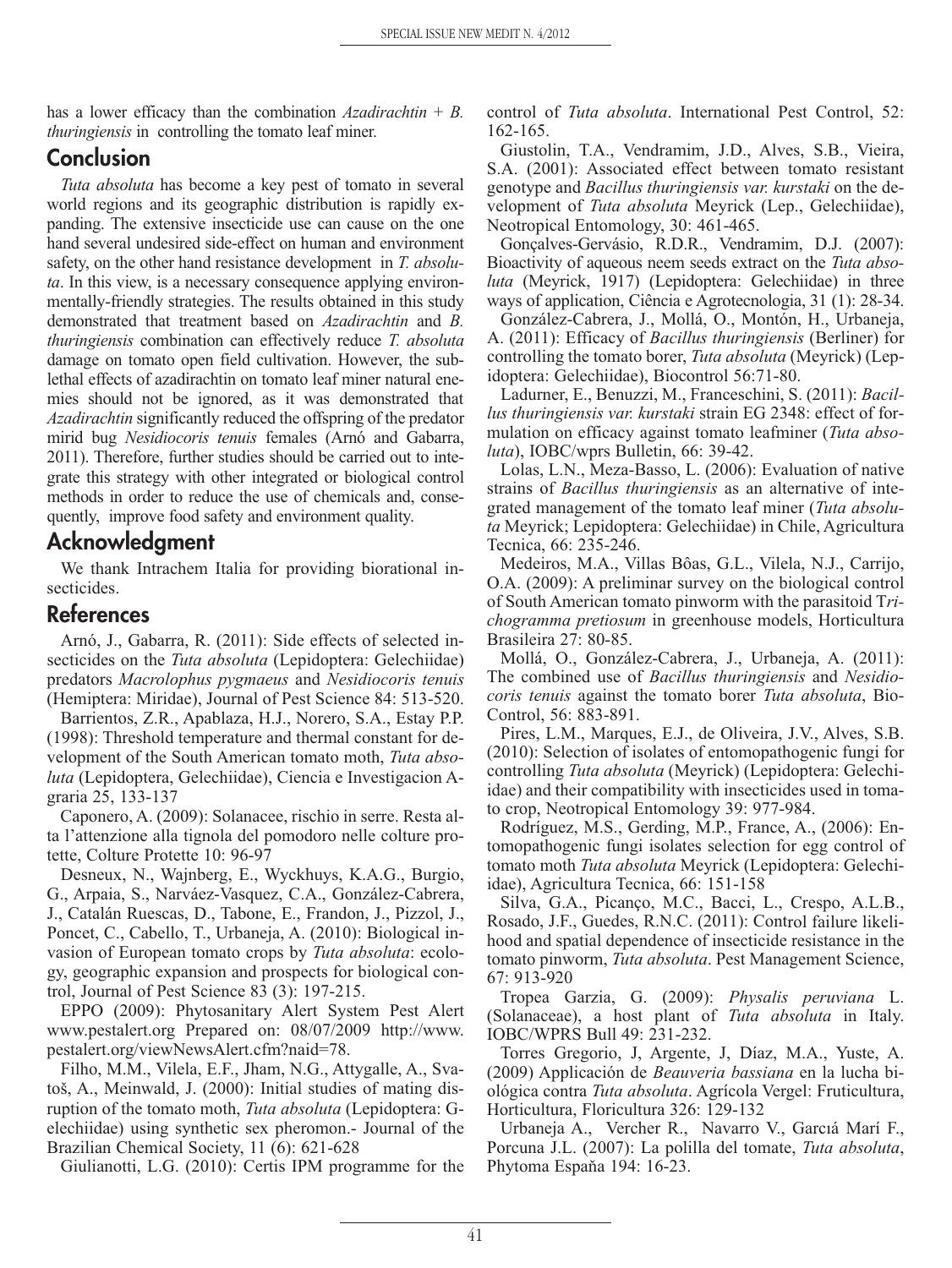has a lower efficacy than the combination *Azadirachtin* + *B. thuringiensis* in controlling the tomato leaf miner.

## Conclusion

*Tuta absoluta* has become a key pest of tomato in several world regions and its geographic distribution is rapidly expanding. The extensive insecticide use can cause on the one hand several undesired side-effect on human and environment safety, on the other hand resistance development in *T. absoluta*. In this view, is a necessary consequence applying environmentally-friendly strategies. The results obtained in this study demonstrated that treatment based on *Azadirachtin* and *B. thuringiensis* combination can effectively reduce *T. absoluta* damage on tomato open field cultivation. However, the sublethal effects of azadirachtin on tomato leaf miner natural enemies should not be ignored, as it was demonstrated that *Azadirachtin* significantly reduced the offspring of the predator mirid bug *Nesidiocoris tenuis* females (Arnó and Gabarra, 2011). Therefore, further studies should be carried out to integrate this strategy with other integrated or biological control methods in order to reduce the use of chemicals and, consequently, improve food safety and environment quality.

## Acknowledgment

We thank Intrachem Italia for providing biorational insecticides.

## References

Arnó, J., Gabarra, R. (2011): Side effects of selected insecticides on the *Tuta absoluta* (Lepidoptera: Gelechiidae) predators *Macrolophus pygmaeus* and *Nesidiocoris tenuis* (Hemiptera: Miridae), Journal of Pest Science 84: 513-520.

Barrientos, Z.R., Apablaza, H.J., Norero, S.A., Estay P.P. (1998): Threshold temperature and thermal constant for development of the South American tomato moth, *Tuta absoluta* (Lepidoptera, Gelechiidae), Ciencia e Investigacion Agraria 25, 133-137

Caponero, A. (2009): Solanacee, rischio in serre. Resta alta l'attenzione alla tignola del pomodoro nelle colture protette, Colture Protette 10: 96-97

Desneux, N., Wajnberg, E., Wyckhuys, K.A.G., Burgio, G., Arpaia, S., Narváez-Vasquez, C.A., González-Cabrera, J., Catalán Ruescas, D., Tabone, E., Frandon, J., Pizzol, J., Poncet, C., Cabello, T., Urbaneja, A. (2010): Biological invasion of European tomato crops by *Tuta absoluta*: ecology, geographic expansion and prospects for biological control, Journal of Pest Science 83 (3): 197-215.

EPPO (2009): Phytosanitary Alert System Pest Alert www.pestalert.org Prepared on: 08/07/2009 http://www.pestalert.org/viewNewsAlert.cfm?naid=78.

Filho, M.M., Vilela, E.F., Jham, N.G., Attygalle, A., Svatoš, A., Meinwald, J. (2000): Initial studies of mating disruption of the tomato moth, *Tuta absoluta* (Lepidoptera: Gelechiidae) using synthetic sex pheromon.- Journal of the Brazilian Chemical Society, 11 (6): 621-628

Giulianotti, L.G. (2010): Certis IPM programme for the control of *Tuta absoluta*. International Pest Control, 52: 162-165.

Giustolin, T.A., Vendramim, J.D., Alves, S.B., Vieira, S.A. (2001): Associated effect between tomato resistant genotype and *Bacillus thuringiensis var. kurstaki* on the development of *Tuta absoluta* Meyrick (Lep., Gelechiidae), Neotropical Entomology, 30: 461-465.

Gonçalves-Gervásio, R.D.R., Vendramim, D.J. (2007): Bioactivity of aqueous neem seeds extract on the *Tuta absoluta* (Meyrick, 1917) (Lepidoptera: Gelechiidae) in three ways of application, Ciência e Agrotecnologia, 31 (1): 28-34.

González-Cabrera, J., Mollá, O., Montón, H., Urbaneja, A. (2011): Efficacy of *Bacillus thuringiensis* (Berliner) for controlling the tomato borer, *Tuta absoluta* (Meyrick) (Lepidoptera: Gelechiidae), Biocontrol 56:71-80.

Ladurner, E., Benuzzi, M., Franceschini, S. (2011): *Bacillus thuringiensis var. kurstaki* strain EG 2348: effect of formulation on efficacy against tomato leafminer (*Tuta absoluta*), IOBC/wprs Bulletin, 66: 39-42.

Lolas, L.N., Meza-Basso, L. (2006): Evaluation of native strains of *Bacillus thuringiensis* as an alternative of integrated management of the tomato leaf miner (*Tuta absoluta* Meyrick; Lepidoptera: Gelechiidae) in Chile, Agricultura Tecnica, 66: 235-246.

Medeiros, M.A., Villas Bôas, G.L., Vilela, N.J., Carrijo, O.A. (2009): A preliminar survey on the biological control of South American tomato pinworm with the parasitoid T*richogramma pretiosum* in greenhouse models, Horticultura Brasileira 27: 80-85.

Mollá, O., González-Cabrera, J., Urbaneja, A. (2011): The combined use of *Bacillus thuringiensis* and *Nesidiocoris tenuis* against the tomato borer *Tuta absoluta*, BioControl, 56: 883-891.

Pires, L.M., Marques, E.J., de Oliveira, J.V., Alves, S.B. (2010): Selection of isolates of entomopathogenic fungi for controlling *Tuta absoluta* (Meyrick) (Lepidoptera: Gelechiidae) and their compatibility with insecticides used in tomato crop, Neotropical Entomology 39: 977-984.

Rodríguez, M.S., Gerding, M.P., France, A., (2006): Entomopathogenic fungi isolates selection for egg control of tomato moth *Tuta absoluta* Meyrick (Lepidoptera: Gelechiidae), Agricultura Tecnica, 66: 151-158

Silva, G.A., Picanço, M.C., Bacci, L., Crespo, A.L.B., Rosado, J.F., Guedes, R.N.C. (2011): Control failure likelihood and spatial dependence of insecticide resistance in the tomato pinworm, *Tuta absoluta*. Pest Management Science, 67: 913-920

Tropea Garzia, G. (2009): *Physalis peruviana* L. (Solanaceae), a host plant of *Tuta absoluta* in Italy. IOBC/WPRS Bull 49: 231-232.

Torres Gregorio, J, Argente, J, Díaz, M.A., Yuste, A. (2009) Applicación de *Beauveria bassiana* en la lucha biológica contra *Tuta absoluta*. Agrícola Vergel: Fruticultura, Horticultura, Floricultura 326: 129-132

Urbaneja A., Vercher R., Navarro V., Garciá Marí F., Porcuna J.L. (2007): La polilla del tomate, *Tuta absoluta*, Phytoma Espaňa 194: 16-23.